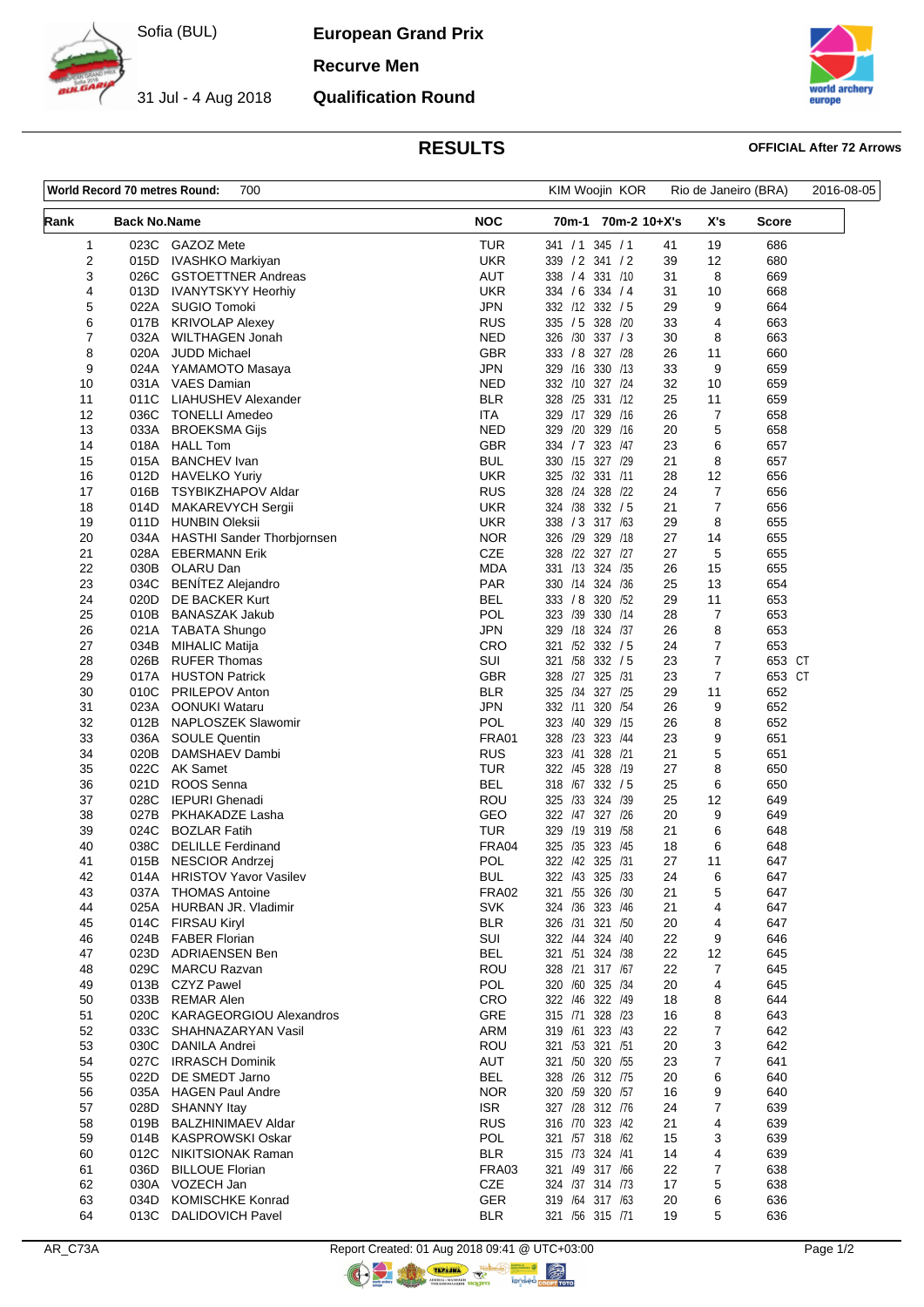Sofia (BUL)

31 Jul - 4 Aug 2018

**European Grand Prix**

**Recurve Men**

**Qualification Round**

# RESULTS

**OFFICIAL After 72 Arrows**

| **World Record 70 metres Round:** | 700 | KIM Woojin KOR | Rio de Janeiro (BRA) | 2016-08-05 |
|---|---|---|---|---|

| Rank | Back No. | Name | NOC | 70m-1 | 70m-2 | 10+X's | X's | Score |
|---|---|---|---|---|---|---|---|---|
| 1 | 023C | GAZOZ Mete | TUR | 341 / 1 | 345 / 1 | 41 | 19 | 686 |
| 2 | 015D | IVASHKO Markiyan | UKR | 339 / 2 | 341 / 2 | 39 | 12 | 680 |
| 3 | 026C | GSTOETTNER Andreas | AUT | 338 / 4 | 331 /10 | 31 | 8 | 669 |
| 4 | 013D | IVANYTSKYY Heorhiy | UKR | 334 / 6 | 334 / 4 | 31 | 10 | 668 |
| 5 | 022A | SUGIO Tomoki | JPN | 332 /12 | 332 / 5 | 29 | 9 | 664 |
| 6 | 017B | KRIVOLAP Alexey | RUS | 335 / 5 | 328 /20 | 33 | 4 | 663 |
| 7 | 032A | WILTHAGEN Jonah | NED | 326 /30 | 337 / 3 | 30 | 8 | 663 |
| 8 | 020A | JUDD Michael | GBR | 333 / 8 | 327 /28 | 26 | 11 | 660 |
| 9 | 024A | YAMAMOTO Masaya | JPN | 329 /16 | 330 /13 | 33 | 9 | 659 |
| 10 | 031A | VAES Damian | NED | 332 /10 | 327 /24 | 32 | 10 | 659 |
| 11 | 011C | LIAHUSHEV Alexander | BLR | 328 /25 | 331 /12 | 25 | 11 | 659 |
| 12 | 036C | TONELLI Amedeo | ITA | 329 /17 | 329 /16 | 26 | 7 | 658 |
| 13 | 033A | BROEKSMA Gijs | NED | 329 /20 | 329 /16 | 20 | 5 | 658 |
| 14 | 018A | HALL Tom | GBR | 334 / 7 | 323 /47 | 23 | 6 | 657 |
| 15 | 015A | BANCHEV Ivan | BUL | 330 /15 | 327 /29 | 21 | 8 | 657 |
| 16 | 012D | HAVELKO Yuriy | UKR | 325 /32 | 331 /11 | 28 | 12 | 656 |
| 17 | 016B | TSYBIKZHAPOV Aldar | RUS | 328 /24 | 328 /22 | 24 | 7 | 656 |
| 18 | 014D | MAKAREVYCH Sergii | UKR | 324 /38 | 332 / 5 | 21 | 7 | 656 |
| 19 | 011D | HUNBIN Oleksii | UKR | 338 / 3 | 317 /63 | 29 | 8 | 655 |
| 20 | 034A | HASTHI Sander Thorbjornsen | NOR | 326 /29 | 329 /18 | 27 | 14 | 655 |
| 21 | 028A | EBERMANN Erik | CZE | 328 /22 | 327 /27 | 27 | 5 | 655 |
| 22 | 030B | OLARU Dan | MDA | 331 /13 | 324 /35 | 26 | 15 | 655 |
| 23 | 034C | BENÍTEZ Alejandro | PAR | 330 /14 | 324 /36 | 25 | 13 | 654 |
| 24 | 020D | DE BACKER Kurt | BEL | 333 / 8 | 320 /52 | 29 | 11 | 653 |
| 25 | 010B | BANASZAK Jakub | POL | 323 /39 | 330 /14 | 28 | 7 | 653 |
| 26 | 021A | TABATA Shungo | JPN | 329 /18 | 324 /37 | 26 | 8 | 653 |
| 27 | 034B | MIHALIC Matija | CRO | 321 /52 | 332 / 5 | 24 | 7 | 653 |
| 28 | 026B | RUFER Thomas | SUI | 321 /58 | 332 / 5 | 23 | 7 | 653 CT |
| 29 | 017A | HUSTON Patrick | GBR | 328 /27 | 325 /31 | 23 | 7 | 653 CT |
| 30 | 010C | PRILEPOV Anton | BLR | 325 /34 | 327 /25 | 29 | 11 | 652 |
| 31 | 023A | OONUKI Wataru | JPN | 332 /11 | 320 /54 | 26 | 9 | 652 |
| 32 | 012B | NAPLOSZEK Slawomir | POL | 323 /40 | 329 /15 | 26 | 8 | 652 |
| 33 | 036A | SOULE Quentin | FRA01 | 328 /23 | 323 /44 | 23 | 9 | 651 |
| 34 | 020B | DAMSHAEV Dambi | RUS | 323 /41 | 328 /21 | 21 | 5 | 651 |
| 35 | 022C | AK Samet | TUR | 322 /45 | 328 /19 | 27 | 8 | 650 |
| 36 | 021D | ROOS Senna | BEL | 318 /67 | 332 / 5 | 25 | 6 | 650 |
| 37 | 028C | IEPURI Ghenadi | ROU | 325 /33 | 324 /39 | 25 | 12 | 649 |
| 38 | 027B | PKHAKADZE Lasha | GEO | 322 /47 | 327 /26 | 20 | 9 | 649 |
| 39 | 024C | BOZLAR Fatih | TUR | 329 /19 | 319 /58 | 21 | 6 | 648 |
| 40 | 038C | DELILLE Ferdinand | FRA04 | 325 /35 | 323 /45 | 18 | 6 | 648 |
| 41 | 015B | NESCIOR Andrzej | POL | 322 /42 | 325 /31 | 27 | 11 | 647 |
| 42 | 014A | HRISTOV Yavor Vasilev | BUL | 322 /43 | 325 /33 | 24 | 6 | 647 |
| 43 | 037A | THOMAS Antoine | FRA02 | 321 /55 | 326 /30 | 21 | 5 | 647 |
| 44 | 025A | HURBAN JR. Vladimir | SVK | 324 /36 | 323 /46 | 21 | 4 | 647 |
| 45 | 014C | FIRSAU Kiryl | BLR | 326 /31 | 321 /50 | 20 | 4 | 647 |
| 46 | 024B | FABER Florian | SUI | 322 /44 | 324 /40 | 22 | 9 | 646 |
| 47 | 023D | ADRIAENSEN Ben | BEL | 321 /51 | 324 /38 | 22 | 12 | 645 |
| 48 | 029C | MARCU Razvan | ROU | 328 /21 | 317 /67 | 22 | 7 | 645 |
| 49 | 013B | CZYZ Pawel | POL | 320 /60 | 325 /34 | 20 | 4 | 645 |
| 50 | 033B | REMAR Alen | CRO | 322 /46 | 322 /49 | 18 | 8 | 644 |
| 51 | 020C | KARAGEORGIOU Alexandros | GRE | 315 /71 | 328 /23 | 16 | 8 | 643 |
| 52 | 033C | SHAHNAZARYAN Vasil | ARM | 319 /61 | 323 /43 | 22 | 7 | 642 |
| 53 | 030C | DANILA Andrei | ROU | 321 /53 | 321 /51 | 20 | 3 | 642 |
| 54 | 027C | IRRASCH Dominik | AUT | 321 /50 | 320 /55 | 23 | 7 | 641 |
| 55 | 022D | DE SMEDT Jarno | BEL | 328 /26 | 312 /75 | 20 | 6 | 640 |
| 56 | 035A | HAGEN Paul Andre | NOR | 320 /59 | 320 /57 | 16 | 9 | 640 |
| 57 | 028D | SHANNY Itay | ISR | 327 /28 | 312 /76 | 24 | 7 | 639 |
| 58 | 019B | BALZHINIMAEV Aldar | RUS | 316 /70 | 323 /42 | 21 | 4 | 639 |
| 59 | 014B | KASPROWSKI Oskar | POL | 321 /57 | 318 /62 | 15 | 3 | 639 |
| 60 | 012C | NIKITSIONAK Raman | BLR | 315 /73 | 324 /41 | 14 | 4 | 639 |
| 61 | 036D | BILLOUE Florian | FRA03 | 321 /49 | 317 /66 | 22 | 7 | 638 |
| 62 | 030A | VOZECH Jan | CZE | 324 /37 | 314 /73 | 17 | 5 | 638 |
| 63 | 034D | KOMISCHKE Konrad | GER | 319 /64 | 317 /63 | 20 | 6 | 636 |
| 64 | 013C | DALIDOVICH Pavel | BLR | 321 /56 | 315 /71 | 19 | 5 | 636 |

AR_C73A Report Created: 01 Aug 2018 09:41 @ UTC+03:00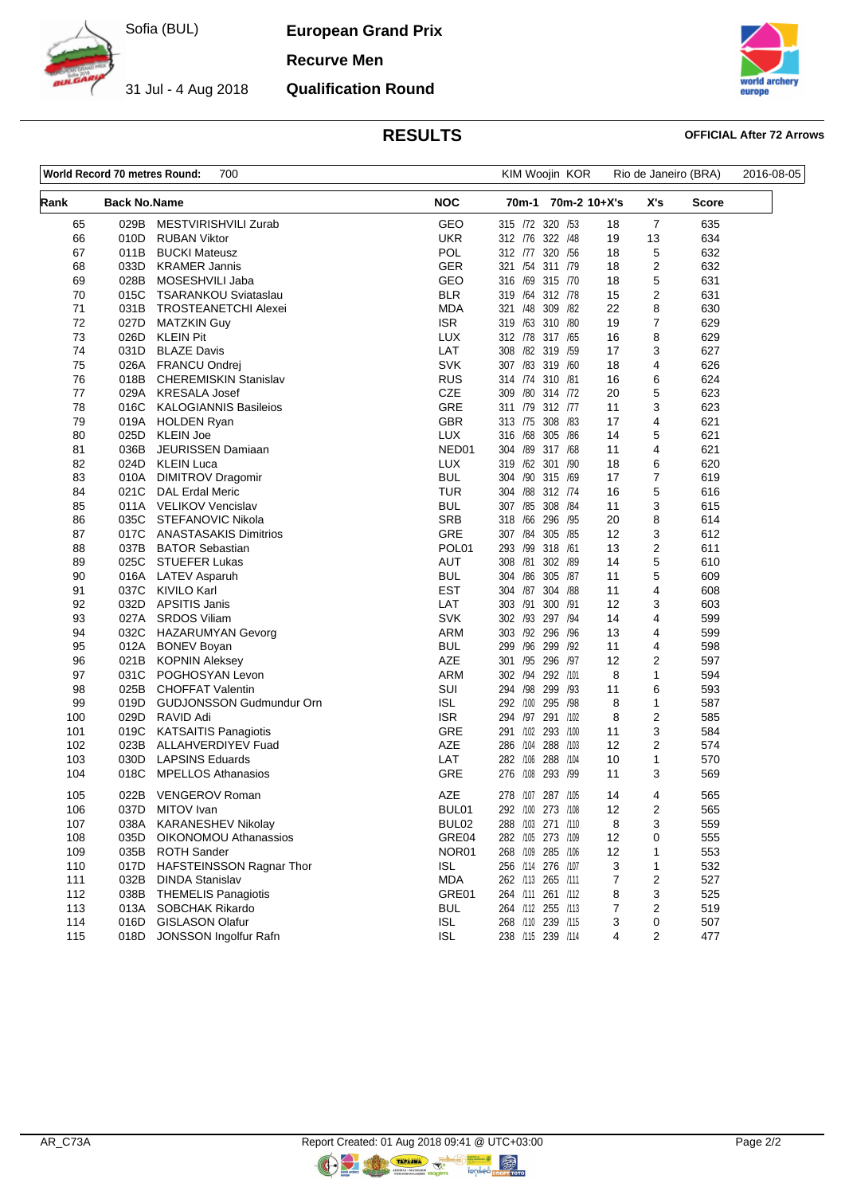Sofia (BUL)

31 Jul - 4 Aug 2018

**European Grand Prix**

**Recurve Men**

**Qualification Round**

## RESULTS

**OFFICIAL After 72 Arrows**

| **World Record 70 metres Round:** | 700 | KIM Woojin KOR | Rio de Janeiro (BRA) | 2016-08-05 |
|---|---|---|---|---|

| Rank | Back No. | Name | NOC | 70m-1 | 70m-2 | 10+X's | X's | Score |
|---|---|---|---|---|---|---|---|---|
| 65 | 029B | MESTVIRISHVILI Zurab | GEO | 315 /72 | 320 /53 | 18 | 7 | 635 |
| 66 | 010D | RUBAN Viktor | UKR | 312 /76 | 322 /48 | 19 | 13 | 634 |
| 67 | 011B | BUCKI Mateusz | POL | 312 /77 | 320 /56 | 18 | 5 | 632 |
| 68 | 033D | KRAMER Jannis | GER | 321 /54 | 311 /79 | 18 | 2 | 632 |
| 69 | 028B | MOSESHVILI Jaba | GEO | 316 /69 | 315 /70 | 18 | 5 | 631 |
| 70 | 015C | TSARANKOU Sviataslau | BLR | 319 /64 | 312 /78 | 15 | 2 | 631 |
| 71 | 031B | TROSTEANETCHI Alexei | MDA | 321 /48 | 309 /82 | 22 | 8 | 630 |
| 72 | 027D | MATZKIN Guy | ISR | 319 /63 | 310 /80 | 19 | 7 | 629 |
| 73 | 026D | KLEIN Pit | LUX | 312 /78 | 317 /65 | 16 | 8 | 629 |
| 74 | 031D | BLAZE Davis | LAT | 308 /82 | 319 /59 | 17 | 3 | 627 |
| 75 | 026A | FRANCU Ondrej | SVK | 307 /83 | 319 /60 | 18 | 4 | 626 |
| 76 | 018B | CHEREMISKIN Stanislav | RUS | 314 /74 | 310 /81 | 16 | 6 | 624 |
| 77 | 029A | KRESALA Josef | CZE | 309 /80 | 314 /72 | 20 | 5 | 623 |
| 78 | 016C | KALOGIANNIS Basileios | GRE | 311 /79 | 312 /77 | 11 | 3 | 623 |
| 79 | 019A | HOLDEN Ryan | GBR | 313 /75 | 308 /83 | 17 | 4 | 621 |
| 80 | 025D | KLEIN Joe | LUX | 316 /68 | 305 /86 | 14 | 5 | 621 |
| 81 | 036B | JEURISSEN Damiaan | NED01 | 304 /89 | 317 /68 | 11 | 4 | 621 |
| 82 | 024D | KLEIN Luca | LUX | 319 /62 | 301 /90 | 18 | 6 | 620 |
| 83 | 010A | DIMITROV Dragomir | BUL | 304 /90 | 315 /69 | 17 | 7 | 619 |
| 84 | 021C | DAL Erdal Meric | TUR | 304 /88 | 312 /74 | 16 | 5 | 616 |
| 85 | 011A | VELIKOV Vencislav | BUL | 307 /85 | 308 /84 | 11 | 3 | 615 |
| 86 | 035C | STEFANOVIC Nikola | SRB | 318 /66 | 296 /95 | 20 | 8 | 614 |
| 87 | 017C | ANASTASAKIS Dimitrios | GRE | 307 /84 | 305 /85 | 12 | 3 | 612 |
| 88 | 037B | BATOR Sebastian | POL01 | 293 /99 | 318 /61 | 13 | 2 | 611 |
| 89 | 025C | STUEFER Lukas | AUT | 308 /81 | 302 /89 | 14 | 5 | 610 |
| 90 | 016A | LATEV Asparuh | BUL | 304 /86 | 305 /87 | 11 | 5 | 609 |
| 91 | 037C | KIVILO Karl | EST | 304 /87 | 304 /88 | 11 | 4 | 608 |
| 92 | 032D | APSITIS Janis | LAT | 303 /91 | 300 /91 | 12 | 3 | 603 |
| 93 | 027A | SRDOS Viliam | SVK | 302 /93 | 297 /94 | 14 | 4 | 599 |
| 94 | 032C | HAZARUMYAN Gevorg | ARM | 303 /92 | 296 /96 | 13 | 4 | 599 |
| 95 | 012A | BONEV Boyan | BUL | 299 /96 | 299 /92 | 11 | 4 | 598 |
| 96 | 021B | KOPNIN Aleksey | AZE | 301 /95 | 296 /97 | 12 | 2 | 597 |
| 97 | 031C | POGHOSYAN Levon | ARM | 302 /94 | 292 /101 | 8 | 1 | 594 |
| 98 | 025B | CHOFFAT Valentin | SUI | 294 /98 | 299 /93 | 11 | 6 | 593 |
| 99 | 019D | GUDJONSSON Gudmundur Orn | ISL | 292 /100 | 295 /98 | 8 | 1 | 587 |
| 100 | 029D | RAVID Adi | ISR | 294 /97 | 291 /102 | 8 | 2 | 585 |
| 101 | 019C | KATSAITIS Panagiotis | GRE | 291 /102 | 293 /100 | 11 | 3 | 584 |
| 102 | 023B | ALLAHVERDIYEV Fuad | AZE | 286 /104 | 288 /103 | 12 | 2 | 574 |
| 103 | 030D | LAPSINS Eduards | LAT | 282 /106 | 288 /104 | 10 | 1 | 570 |
| 104 | 018C | MPELLOS Athanasios | GRE | 276 /108 | 293 /99 | 11 | 3 | 569 |
| 105 | 022B | VENGEROV Roman | AZE | 278 /107 | 287 /105 | 14 | 4 | 565 |
| 106 | 037D | MITOV Ivan | BUL01 | 292 /100 | 273 /108 | 12 | 2 | 565 |
| 107 | 038A | KARANESHEV Nikolay | BUL02 | 288 /103 | 271 /110 | 8 | 3 | 559 |
| 108 | 035D | OIKONOMOU Athanassios | GRE04 | 282 /105 | 273 /109 | 12 | 0 | 555 |
| 109 | 035B | ROTH Sander | NOR01 | 268 /109 | 285 /106 | 12 | 1 | 553 |
| 110 | 017D | HAFSTEINSSON Ragnar Thor | ISL | 256 /114 | 276 /107 | 3 | 1 | 532 |
| 111 | 032B | DINDA Stanislav | MDA | 262 /113 | 265 /111 | 7 | 2 | 527 |
| 112 | 038B | THEMELIS Panagiotis | GRE01 | 264 /111 | 261 /112 | 8 | 3 | 525 |
| 113 | 013A | SOBCHAK Rikardo | BUL | 264 /112 | 255 /113 | 7 | 2 | 519 |
| 114 | 016D | GISLASON Olafur | ISL | 268 /110 | 239 /115 | 3 | 0 | 507 |
| 115 | 018D | JONSSON Ingolfur Rafn | ISL | 238 /115 | 239 /114 | 4 | 2 | 477 |

AR_C73A

Report Created: 01 Aug 2018 09:41 @ UTC+03:00